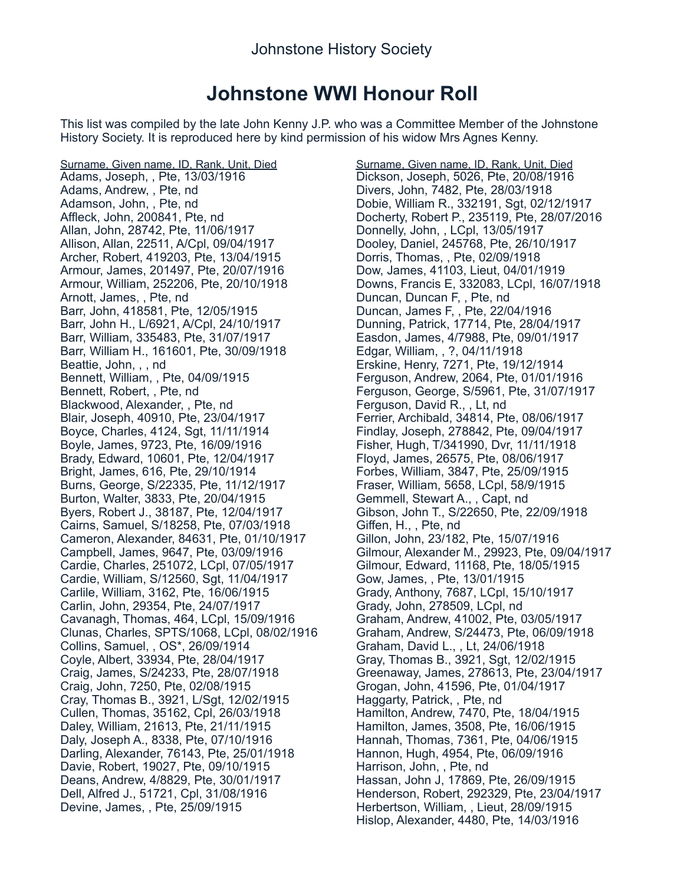# Johnstone WWI Honour Roll

This list was compiled by the late John Kenny J.P. who was a Committee Member of the Johnstone History Society. It is reproduced here by kind permission of his widow Mrs Agnes Kenny.

<u>Surname, Given name, ID, Rank, Unit, Died</u>

Adams, Joseph, , Pte, 13/03/1916
Adams, Andrew, , Pte, nd
Adamson, John, , Pte, nd
Affleck, John, 200841, Pte, nd
Allan, John, 28742, Pte, 11/06/1917
Allison, Allan, 22511, A/Cpl, 09/04/1917
Archer, Robert, 419203, Pte, 13/04/1915
Armour, James, 201497, Pte, 20/07/1916
Armour, William, 252206, Pte, 20/10/1918
Arnott, James, , Pte, nd
Barr, John, 418581, Pte, 12/05/1915
Barr, John H., L/6921, A/Cpl, 24/10/1917
Barr, William, 335483, Pte, 31/07/1917
Barr, William H., 161601, Pte, 30/09/1918
Beattie, John, , , nd
Bennett, William, , Pte, 04/09/1915
Bennett, Robert, , Pte, nd
Blackwood, Alexander, , Pte, nd
Blair, Joseph, 40910, Pte, 23/04/1917
Boyce, Charles, 4124, Sgt, 11/11/1914
Boyle, James, 9723, Pte, 16/09/1916
Brady, Edward, 10601, Pte, 12/04/1917
Bright, James, 616, Pte, 29/10/1914
Burns, George, S/22335, Pte, 11/12/1917
Burton, Walter, 3833, Pte, 20/04/1915
Byers, Robert J., 38187, Pte, 12/04/1917
Cairns, Samuel, S/18258, Pte, 07/03/1918
Cameron, Alexander, 84631, Pte, 01/10/1917
Campbell, James, 9647, Pte, 03/09/1916
Cardie, Charles, 251072, LCpl, 07/05/1917
Cardie, William, S/12560, Sgt, 11/04/1917
Carlile, William, 3162, Pte, 16/06/1915
Carlin, John, 29354, Pte, 24/07/1917
Cavanagh, Thomas, 464, LCpl, 15/09/1916
Clunas, Charles, SPTS/1068, LCpl, 08/02/1916
Collins, Samuel, , OS*, 26/09/1914
Coyle, Albert, 33934, Pte, 28/04/1917
Craig, James, S/24233, Pte, 28/07/1918
Craig, John, 7250, Pte, 02/08/1915
Cray, Thomas B., 3921, L/Sgt, 12/02/1915
Cullen, Thomas, 35162, Cpl, 26/03/1918
Daley, William, 21613, Pte, 21/11/1915
Daly, Joseph A., 8338, Pte, 07/10/1916
Darling, Alexander, 76143, Pte, 25/01/1918
Davie, Robert, 19027, Pte, 09/10/1915
Deans, Andrew, 4/8829, Pte, 30/01/1917
Dell, Alfred J., 51721, Cpl, 31/08/1916
Devine, James, , Pte, 25/09/1915

<u>Surname, Given name, ID, Rank, Unit, Died</u>

Dickson, Joseph, 5026, Pte, 20/08/1916
Divers, John, 7482, Pte, 28/03/1918
Dobie, William R., 332191, Sgt, 02/12/1917
Docherty, Robert P., 235119, Pte, 28/07/2016
Donnelly, John, , LCpl, 13/05/1917
Dooley, Daniel, 245768, Pte, 26/10/1917
Dorris, Thomas, , Pte, 02/09/1918
Dow, James, 41103, Lieut, 04/01/1919
Downs, Francis E, 332083, LCpl, 16/07/1918
Duncan, Duncan F, , Pte, nd
Duncan, James F, , Pte, 22/04/1916
Dunning, Patrick, 17714, Pte, 28/04/1917
Easdon, James, 4/7988, Pte, 09/01/1917
Edgar, William, , ?, 04/11/1918
Erskine, Henry, 7271, Pte, 19/12/1914
Ferguson, Andrew, 2064, Pte, 01/01/1916
Ferguson, George, S/5961, Pte, 31/07/1917
Ferguson, David R., , Lt, nd
Ferrier, Archibald, 34814, Pte, 08/06/1917
Findlay, Joseph, 278842, Pte, 09/04/1917
Fisher, Hugh, T/341990, Dvr, 11/11/1918
Floyd, James, 26575, Pte, 08/06/1917
Forbes, William, 3847, Pte, 25/09/1915
Fraser, William, 5658, LCpl, 58/9/1915
Gemmell, Stewart A., , Capt, nd
Gibson, John T., S/22650, Pte, 22/09/1918
Giffen, H., , Pte, nd
Gillon, John, 23/182, Pte, 15/07/1916
Gilmour, Alexander M., 29923, Pte, 09/04/1917
Gilmour, Edward, 11168, Pte, 18/05/1915
Gow, James, , Pte, 13/01/1915
Grady, Anthony, 7687, LCpl, 15/10/1917
Grady, John, 278509, LCpl, nd
Graham, Andrew, 41002, Pte, 03/05/1917
Graham, Andrew, S/24473, Pte, 06/09/1918
Graham, David L., , Lt, 24/06/1918
Gray, Thomas B., 3921, Sgt, 12/02/1915
Greenaway, James, 278613, Pte, 23/04/1917
Grogan, John, 41596, Pte, 01/04/1917
Haggarty, Patrick, , Pte, nd
Hamilton, Andrew, 7470, Pte, 18/04/1915
Hamilton, James, 3508, Pte, 16/06/1915
Hannah, Thomas, 7361, Pte, 04/06/1915
Hannon, Hugh, 4954, Pte, 06/09/1916
Harrison, John, , Pte, nd
Hassan, John J, 17869, Pte, 26/09/1915
Henderson, Robert, 292329, Pte, 23/04/1917
Herbertson, William, , Lieut, 28/09/1915
Hislop, Alexander, 4480, Pte, 14/03/1916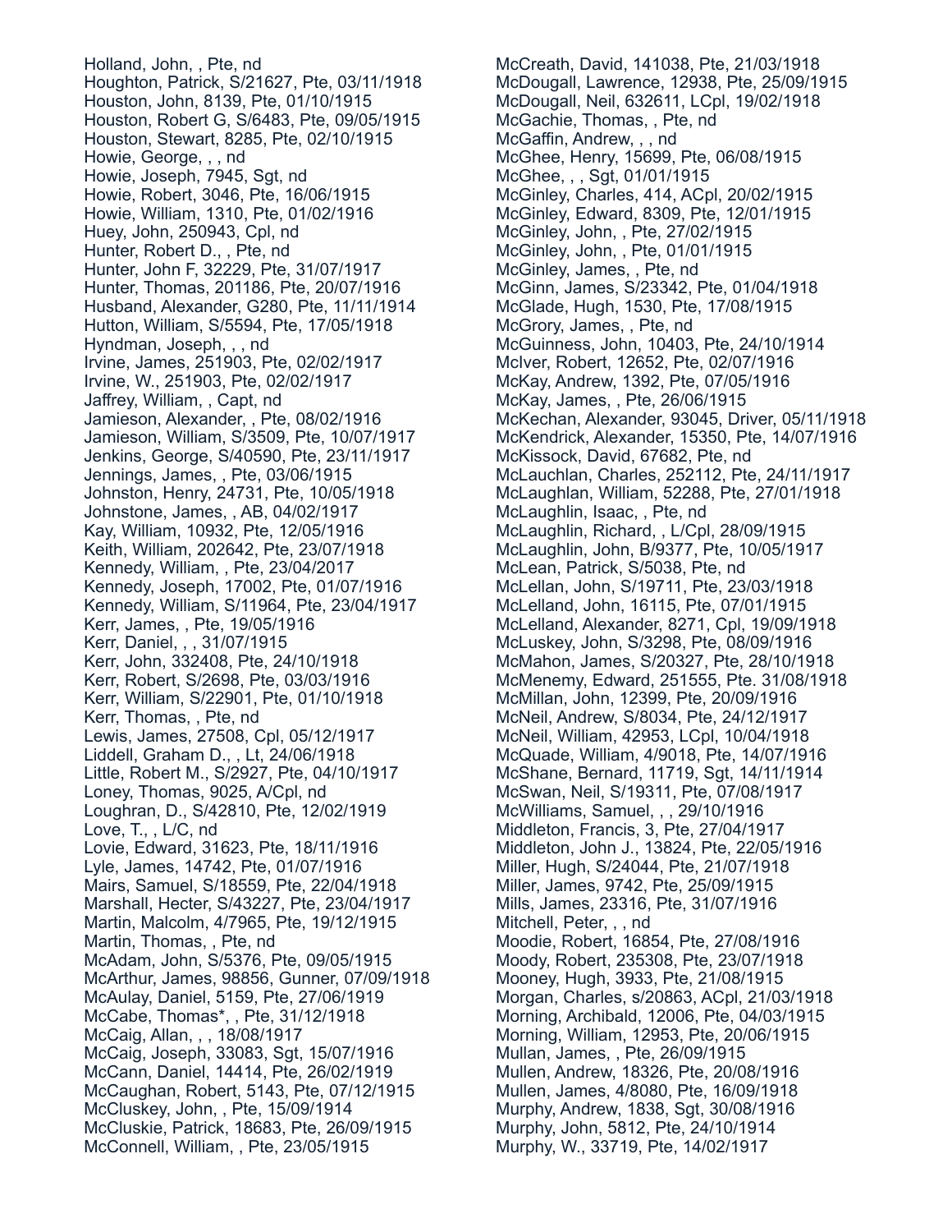Holland, John, , Pte, nd
Houghton, Patrick, S/21627, Pte, 03/11/1918
Houston, John, 8139, Pte, 01/10/1915
Houston, Robert G, S/6483, Pte, 09/05/1915
Houston, Stewart, 8285, Pte, 02/10/1915
Howie, George, , , nd
Howie, Joseph, 7945, Sgt, nd
Howie, Robert, 3046, Pte, 16/06/1915
Howie, William, 1310, Pte, 01/02/1916
Huey, John, 250943, Cpl, nd
Hunter, Robert D., , Pte, nd
Hunter, John F, 32229, Pte, 31/07/1917
Hunter, Thomas, 201186, Pte, 20/07/1916
Husband, Alexander, G280, Pte, 11/11/1914
Hutton, William, S/5594, Pte, 17/05/1918
Hyndman, Joseph, , , nd
Irvine, James, 251903, Pte, 02/02/1917
Irvine, W., 251903, Pte, 02/02/1917
Jaffrey, William, , Capt, nd
Jamieson, Alexander, , Pte, 08/02/1916
Jamieson, William, S/3509, Pte, 10/07/1917
Jenkins, George, S/40590, Pte, 23/11/1917
Jennings, James, , Pte, 03/06/1915
Johnston, Henry, 24731, Pte, 10/05/1918
Johnstone, James, , AB, 04/02/1917
Kay, William, 10932, Pte, 12/05/1916
Keith, William, 202642, Pte, 23/07/1918
Kennedy, William, , Pte, 23/04/2017
Kennedy, Joseph, 17002, Pte, 01/07/1916
Kennedy, William, S/11964, Pte, 23/04/1917
Kerr, James, , Pte, 19/05/1916
Kerr, Daniel, , , 31/07/1915
Kerr, John, 332408, Pte, 24/10/1918
Kerr, Robert, S/2698, Pte, 03/03/1916
Kerr, William, S/22901, Pte, 01/10/1918
Kerr, Thomas, , Pte, nd
Lewis, James, 27508, Cpl, 05/12/1917
Liddell, Graham D., , Lt, 24/06/1918
Little, Robert M., S/2927, Pte, 04/10/1917
Loney, Thomas, 9025, A/Cpl, nd
Loughran, D., S/42810, Pte, 12/02/1919
Love, T., , L/C, nd
Lovie, Edward, 31623, Pte, 18/11/1916
Lyle, James, 14742, Pte, 01/07/1916
Mairs, Samuel, S/18559, Pte, 22/04/1918
Marshall, Hecter, S/43227, Pte, 23/04/1917
Martin, Malcolm, 4/7965, Pte, 19/12/1915
Martin, Thomas, , Pte, nd
McAdam, John, S/5376, Pte, 09/05/1915
McArthur, James, 98856, Gunner, 07/09/1918
McAulay, Daniel, 5159, Pte, 27/06/1919
McCabe, Thomas*, , Pte, 31/12/1918
McCaig, Allan, , , 18/08/1917
McCaig, Joseph, 33083, Sgt, 15/07/1916
McCann, Daniel, 14414, Pte, 26/02/1919
McCaughan, Robert, 5143, Pte, 07/12/1915
McCluskey, John, , Pte, 15/09/1914
McCluskie, Patrick, 18683, Pte, 26/09/1915
McConnell, William, , Pte, 23/05/1915
McCreath, David, 141038, Pte, 21/03/1918
McDougall, Lawrence, 12938, Pte, 25/09/1915
McDougall, Neil, 632611, LCpl, 19/02/1918
McGachie, Thomas, , Pte, nd
McGaffin, Andrew, , , nd
McGhee, Henry, 15699, Pte, 06/08/1915
McGhee, , , Sgt, 01/01/1915
McGinley, Charles, 414, ACpl, 20/02/1915
McGinley, Edward, 8309, Pte, 12/01/1915
McGinley, John, , Pte, 27/02/1915
McGinley, John, , Pte, 01/01/1915
McGinley, James, , Pte, nd
McGinn, James, S/23342, Pte, 01/04/1918
McGlade, Hugh, 1530, Pte, 17/08/1915
McGrory, James, , Pte, nd
McGuinness, John, 10403, Pte, 24/10/1914
McIver, Robert, 12652, Pte, 02/07/1916
McKay, Andrew, 1392, Pte, 07/05/1916
McKay, James, , Pte, 26/06/1915
McKechan, Alexander, 93045, Driver, 05/11/1918
McKendrick, Alexander, 15350, Pte, 14/07/1916
McKissock, David, 67682, Pte, nd
McLauchlan, Charles, 252112, Pte, 24/11/1917
McLaughlan, William, 52288, Pte, 27/01/1918
McLaughlin, Isaac, , Pte, nd
McLaughlin, Richard, , L/Cpl, 28/09/1915
McLaughlin, John, B/9377, Pte, 10/05/1917
McLean, Patrick, S/5038, Pte, nd
McLellan, John, S/19711, Pte, 23/03/1918
McLelland, John, 16115, Pte, 07/01/1915
McLelland, Alexander, 8271, Cpl, 19/09/1918
McLuskey, John, S/3298, Pte, 08/09/1916
McMahon, James, S/20327, Pte, 28/10/1918
McMenemy, Edward, 251555, Pte. 31/08/1918
McMillan, John, 12399, Pte, 20/09/1916
McNeil, Andrew, S/8034, Pte, 24/12/1917
McNeil, William, 42953, LCpl, 10/04/1918
McQuade, William, 4/9018, Pte, 14/07/1916
McShane, Bernard, 11719, Sgt, 14/11/1914
McSwan, Neil, S/19311, Pte, 07/08/1917
McWilliams, Samuel, , , 29/10/1916
Middleton, Francis, 3, Pte, 27/04/1917
Middleton, John J., 13824, Pte, 22/05/1916
Miller, Hugh, S/24044, Pte, 21/07/1918
Miller, James, 9742, Pte, 25/09/1915
Mills, James, 23316, Pte, 31/07/1916
Mitchell, Peter, , , nd
Moodie, Robert, 16854, Pte, 27/08/1916
Moody, Robert, 235308, Pte, 23/07/1918
Mooney, Hugh, 3933, Pte, 21/08/1915
Morgan, Charles, s/20863, ACpl, 21/03/1918
Morning, Archibald, 12006, Pte, 04/03/1915
Morning, William, 12953, Pte, 20/06/1915
Mullan, James, , Pte, 26/09/1915
Mullen, Andrew, 18326, Pte, 20/08/1916
Mullen, James, 4/8080, Pte, 16/09/1918
Murphy, Andrew, 1838, Sgt, 30/08/1916
Murphy, John, 5812, Pte, 24/10/1914
Murphy, W., 33719, Pte, 14/02/1917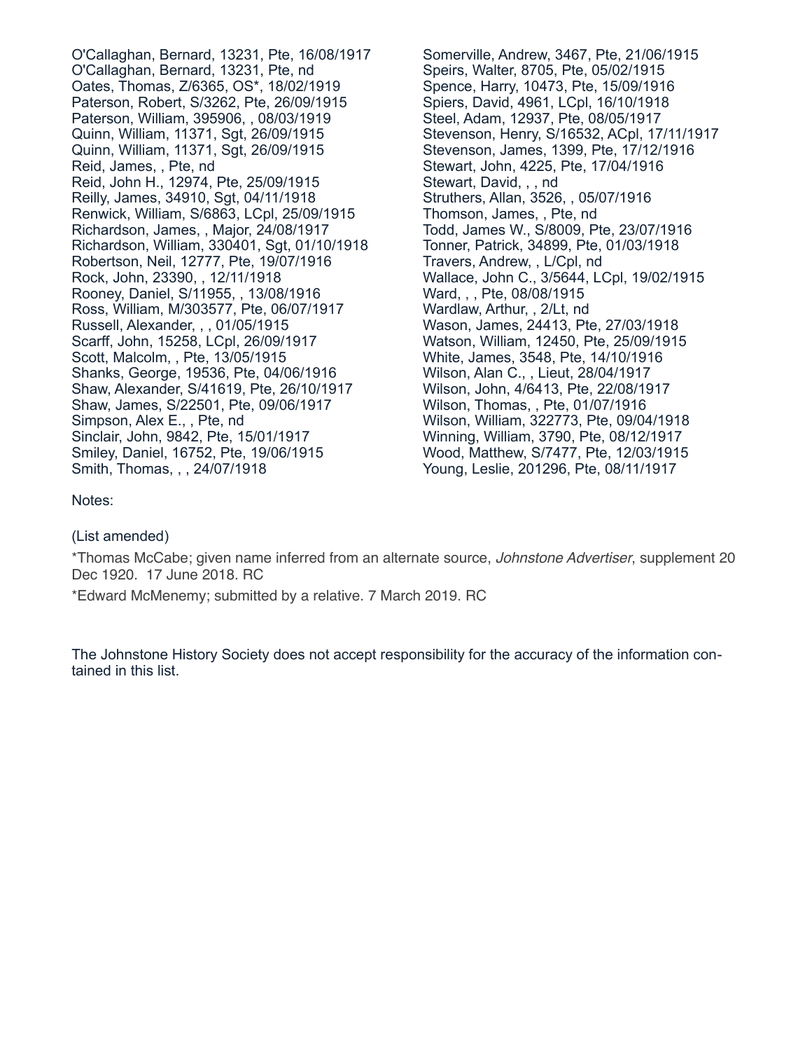O'Callaghan, Bernard, 13231, Pte, 16/08/1917
O'Callaghan, Bernard, 13231, Pte, nd
Oates, Thomas, Z/6365, OS*, 18/02/1919
Paterson, Robert, S/3262, Pte, 26/09/1915
Paterson, William, 395906, , 08/03/1919
Quinn, William, 11371, Sgt, 26/09/1915
Quinn, William, 11371, Sgt, 26/09/1915
Reid, James, , Pte, nd
Reid, John H., 12974, Pte, 25/09/1915
Reilly, James, 34910, Sgt, 04/11/1918
Renwick, William, S/6863, LCpl, 25/09/1915
Richardson, James, , Major, 24/08/1917
Richardson, William, 330401, Sgt, 01/10/1918
Robertson, Neil, 12777, Pte, 19/07/1916
Rock, John, 23390, , 12/11/1918
Rooney, Daniel, S/11955, , 13/08/1916
Ross, William, M/303577, Pte, 06/07/1917
Russell, Alexander, , , 01/05/1915
Scarff, John, 15258, LCpl, 26/09/1917
Scott, Malcolm, , Pte, 13/05/1915
Shanks, George, 19536, Pte, 04/06/1916
Shaw, Alexander, S/41619, Pte, 26/10/1917
Shaw, James, S/22501, Pte, 09/06/1917
Simpson, Alex E., , Pte, nd
Sinclair, John, 9842, Pte, 15/01/1917
Smiley, Daniel, 16752, Pte, 19/06/1915
Smith, Thomas, , , 24/07/1918
Somerville, Andrew, 3467, Pte, 21/06/1915
Speirs, Walter, 8705, Pte, 05/02/1915
Spence, Harry, 10473, Pte, 15/09/1916
Spiers, David, 4961, LCpl, 16/10/1918
Steel, Adam, 12937, Pte, 08/05/1917
Stevenson, Henry, S/16532, ACpl, 17/11/1917
Stevenson, James, 1399, Pte, 17/12/1916
Stewart, John, 4225, Pte, 17/04/1916
Stewart, David, , , nd
Struthers, Allan, 3526, , 05/07/1916
Thomson, James, , Pte, nd
Todd, James W., S/8009, Pte, 23/07/1916
Tonner, Patrick, 34899, Pte, 01/03/1918
Travers, Andrew, , L/Cpl, nd
Wallace, John C., 3/5644, LCpl, 19/02/1915
Ward, , , Pte, 08/08/1915
Wardlaw, Arthur, , 2/Lt, nd
Wason, James, 24413, Pte, 27/03/1918
Watson, William, 12450, Pte, 25/09/1915
White, James, 3548, Pte, 14/10/1916
Wilson, Alan C., , Lieut, 28/04/1917
Wilson, John, 4/6413, Pte, 22/08/1917
Wilson, Thomas, , Pte, 01/07/1916
Wilson, William, 322773, Pte, 09/04/1918
Winning, William, 3790, Pte, 08/12/1917
Wood, Matthew, S/7477, Pte, 12/03/1915
Young, Leslie, 201296, Pte, 08/11/1917

Notes:

(List amended)

*Thomas McCabe; given name inferred from an alternate source, *Johnstone Advertiser*, supplement 20 Dec 1920. 17 June 2018. RC

*Edward McMenemy; submitted by a relative. 7 March 2019. RC

The Johnstone History Society does not accept responsibility for the accuracy of the information contained in this list.